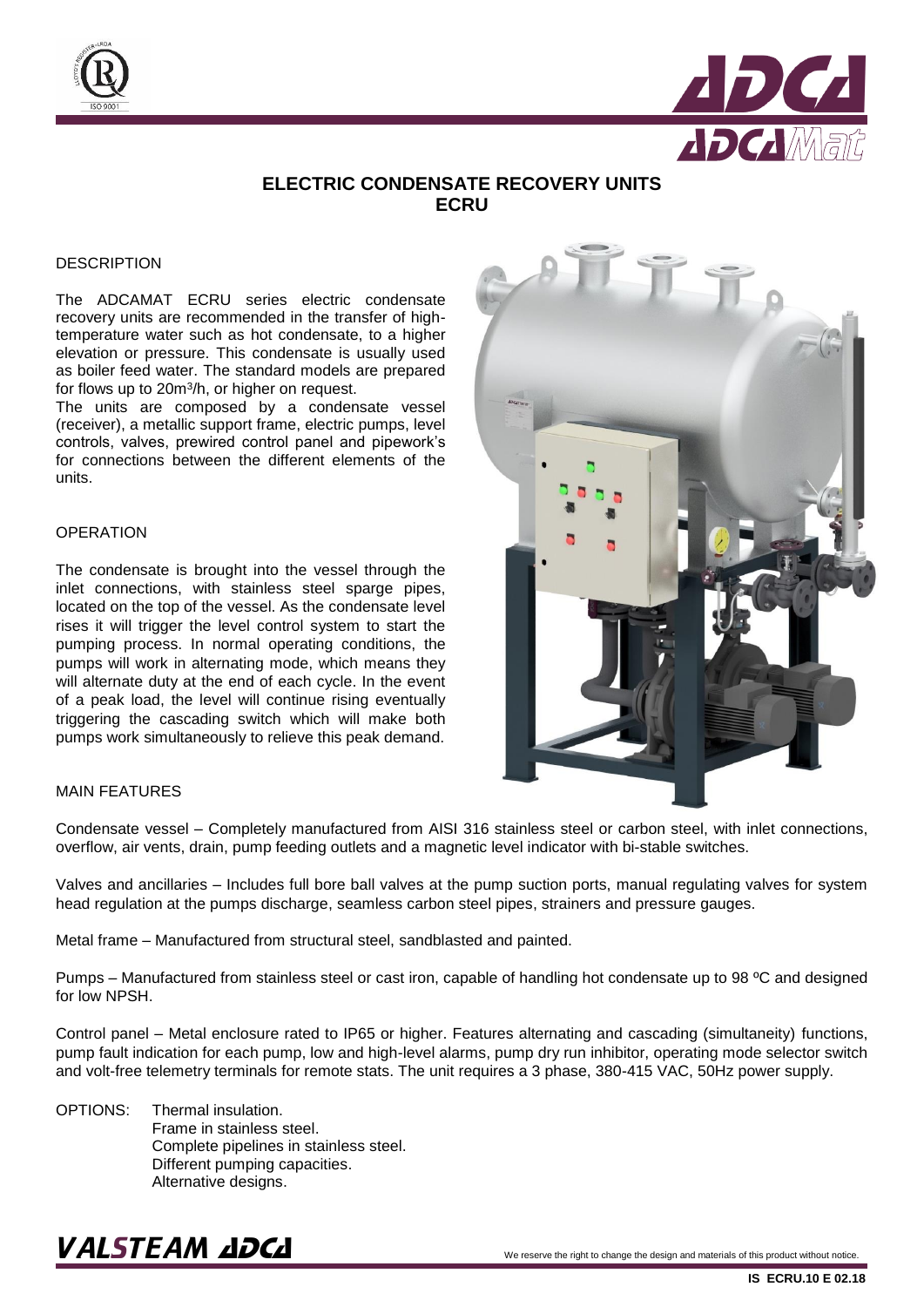# ELECTRIC CONDENSATE RECOVERY UNITS
# ECRU

## DESCRIPTION

The ADCAMAT ECRU series electric condensate recovery units are recommended in the transfer of high-temperature water such as hot condensate, to a higher elevation or pressure. This condensate is usually used as boiler feed water. The standard models are prepared for flows up to 20m$^3$/h, or higher on request.

The units are composed by a condensate vessel (receiver), a metallic support frame, electric pumps, level controls, valves, prewired control panel and pipework's for connections between the different elements of the units.

## OPERATION

The condensate is brought into the vessel through the inlet connections, with stainless steel sparge pipes, located on the top of the vessel. As the condensate level rises it will trigger the level control system to start the pumping process. In normal operating conditions, the pumps will work in alternating mode, which means they will alternate duty at the end of each cycle. In the event of a peak load, the level will continue rising eventually triggering the cascading switch which will make both pumps work simultaneously to relieve this peak demand.

## MAIN FEATURES

Condensate vessel – Completely manufactured from AISI 316 stainless steel or carbon steel, with inlet connections, overflow, air vents, drain, pump feeding outlets and a magnetic level indicator with bi-stable switches.

Valves and ancillaries – Includes full bore ball valves at the pump suction ports, manual regulating valves for system head regulation at the pumps discharge, seamless carbon steel pipes, strainers and pressure gauges.

Metal frame – Manufactured from structural steel, sandblasted and painted.

Pumps – Manufactured from stainless steel or cast iron, capable of handling hot condensate up to 98 ºC and designed for low NPSH.

Control panel – Metal enclosure rated to IP65 or higher. Features alternating and cascading (simultaneity) functions, pump fault indication for each pump, low and high-level alarms, pump dry run inhibitor, operating mode selector switch and volt-free telemetry terminals for remote stats. The unit requires a 3 phase, 380-415 VAC, 50Hz power supply.

OPTIONS:
- Thermal insulation.
- Frame in stainless steel.
- Complete pipelines in stainless steel.
- Different pumping capacities.
- Alternative designs.

We reserve the right to change the design and materials of this product without notice.

IS ECRU.10 E 02.18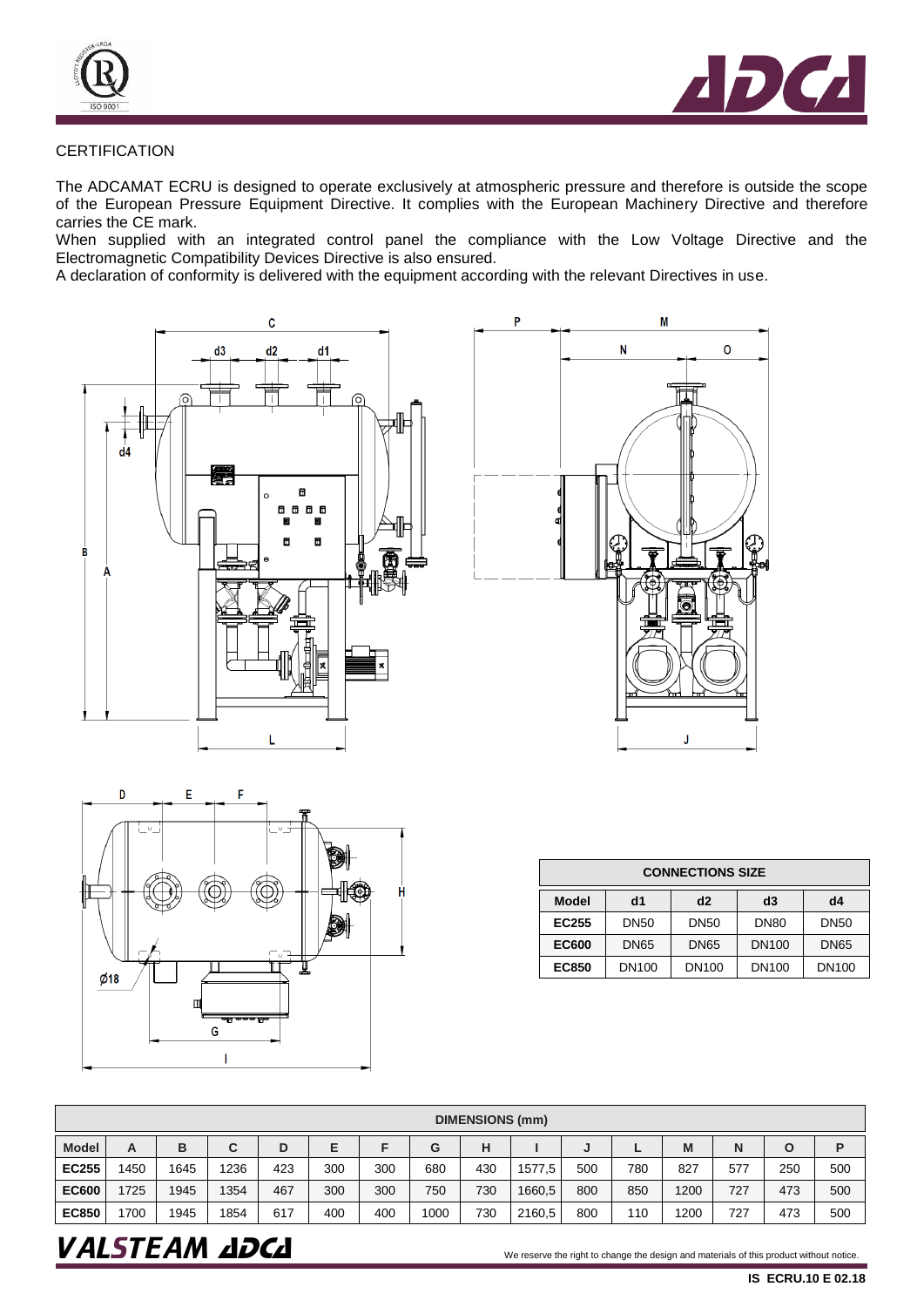CERTIFICATION

The ADCAMAT ECRU is designed to operate exclusively at atmospheric pressure and therefore is outside the scope of the European Pressure Equipment Directive. It complies with the European Machinery Directive and therefore carries the CE mark.
When supplied with an integrated control panel the compliance with the Low Voltage Directive and the Electromagnetic Compatibility Devices Directive is also ensured.
A declaration of conformity is delivered with the equipment according with the relevant Directives in use.

| CONNECTIONS SIZE | | | | |
|---|---|---|---|---|
| **Model** | **d1** | **d2** | **d3** | **d4** |
| **EC255** | DN50 | DN50 | DN80 | DN50 |
| **EC600** | DN65 | DN65 | DN100 | DN65 |
| **EC850** | DN100 | DN100 | DN100 | DN100 |

| DIMENSIONS (mm) | | | | | | | | | | | | | | | |
|---|---|---|---|---|---|---|---|---|---|---|---|---|---|---|---|
| **Model** | **A** | **B** | **C** | **D** | **E** | **F** | **G** | **H** | **I** | **J** | **L** | **M** | **N** | **O** | **P** |
| **EC255** | 1450 | 1645 | 1236 | 423 | 300 | 300 | 680 | 430 | 1577,5 | 500 | 780 | 827 | 577 | 250 | 500 |
| **EC600** | 1725 | 1945 | 1354 | 467 | 300 | 300 | 750 | 730 | 1660,5 | 800 | 850 | 1200 | 727 | 473 | 500 |
| **EC850** | 1700 | 1945 | 1854 | 617 | 400 | 400 | 1000 | 730 | 2160,5 | 800 | 110 | 1200 | 727 | 473 | 500 |

We reserve the right to change the design and materials of this product without notice.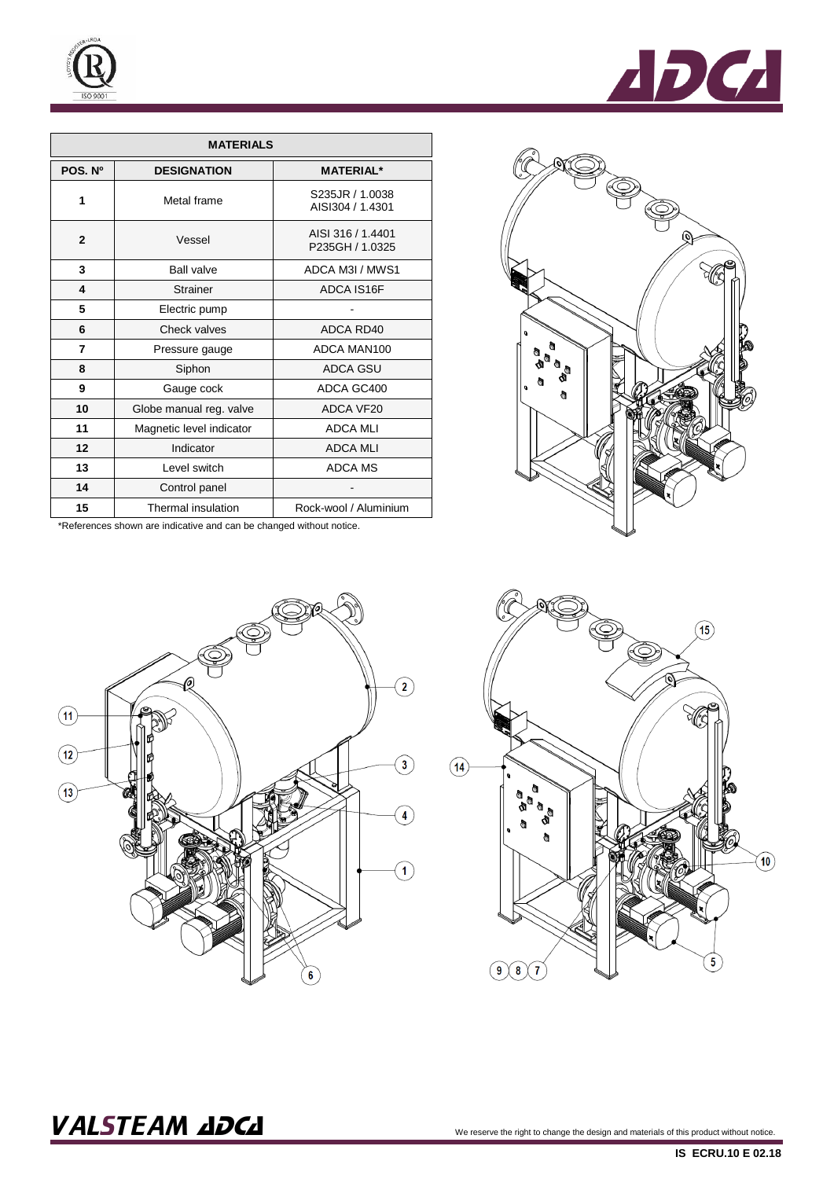| MATERIALS | | |
|---|---|---|
| POS. Nº | DESIGNATION | MATERIAL* |
| 1 | Metal frame | S235JR / 1.0038<br>AISI304 / 1.4301 |
| 2 | Vessel | AISI 316 / 1.4401<br>P235GH / 1.0325 |
| 3 | Ball valve | ADCA M3I / MWS1 |
| 4 | Strainer | ADCA IS16F |
| 5 | Electric pump | - |
| 6 | Check valves | ADCA RD40 |
| 7 | Pressure gauge | ADCA MAN100 |
| 8 | Siphon | ADCA GSU |
| 9 | Gauge cock | ADCA GC400 |
| 10 | Globe manual reg. valve | ADCA VF20 |
| 11 | Magnetic level indicator | ADCA MLI |
| 12 | Indicator | ADCA MLI |
| 13 | Level switch | ADCA MS |
| 14 | Control panel | - |
| 15 | Thermal insulation | Rock-wool / Aluminium |

*References shown are indicative and can be changed without notice.

We reserve the right to change the design and materials of this product without notice.

IS ECRU.10 E 02.18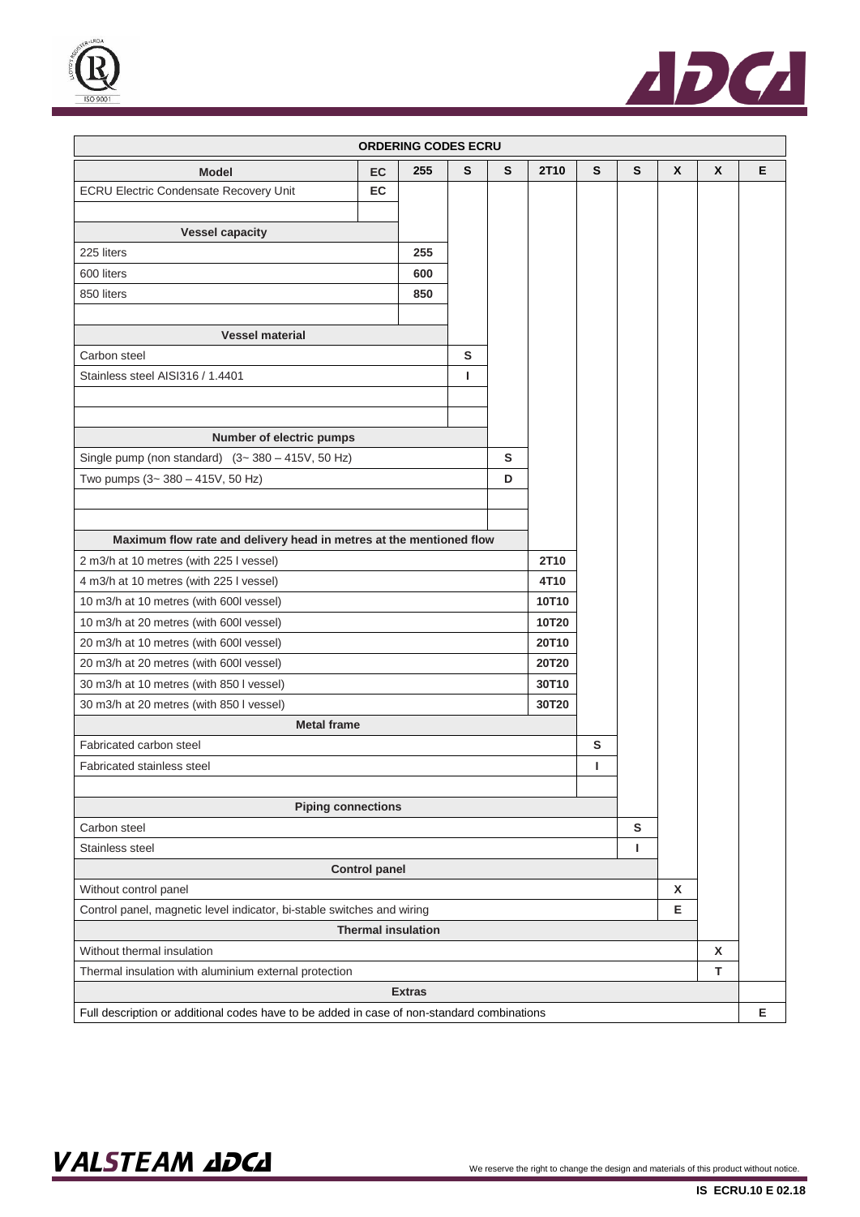| ORDERING CODES ECRU | | | | | | | | | | |
|---|---|---|---|---|---|---|---|---|---|---|
| **Model** | **EC** | **255** | **S** | **S** | **2T10** | **S** | **S** | **X** | **X** | **E** |
| ECRU Electric Condensate Recovery Unit | EC | | | | | | | | | |
| **Vessel capacity** | | | | | | | | | | |
| 225 liters | | 255 | | | | | | | | |
| 600 liters | | 600 | | | | | | | | |
| 850 liters | | 850 | | | | | | | | |
| **Vessel material** | | | | | | | | | | |
| Carbon steel | | | S | | | | | | | |
| Stainless steel AISI316 / 1.4401 | | | I | | | | | | | |
| **Number of electric pumps** | | | | | | | | | | |
| Single pump (non standard) (3~ 380 – 415V, 50 Hz) | | | | S | | | | | | |
| Two pumps (3~ 380 – 415V, 50 Hz) | | | | D | | | | | | |
| **Maximum flow rate and delivery head in metres at the mentioned flow** | | | | | | | | | | |
| 2 m3/h at 10 metres (with 225 l vessel) | | | | | 2T10 | | | | | |
| 4 m3/h at 10 metres (with 225 l vessel) | | | | | 4T10 | | | | | |
| 10 m3/h at 10 metres (with 600l vessel) | | | | | 10T10 | | | | | |
| 10 m3/h at 20 metres (with 600l vessel) | | | | | 10T20 | | | | | |
| 20 m3/h at 10 metres (with 600l vessel) | | | | | 20T10 | | | | | |
| 20 m3/h at 20 metres (with 600l vessel) | | | | | 20T20 | | | | | |
| 30 m3/h at 10 metres (with 850 l vessel) | | | | | 30T10 | | | | | |
| 30 m3/h at 20 metres (with 850 l vessel) | | | | | 30T20 | | | | | |
| **Metal frame** | | | | | | | | | | |
| Fabricated carbon steel | | | | | | S | | | | |
| Fabricated stainless steel | | | | | | I | | | | |
| **Piping connections** | | | | | | | | | | |
| Carbon steel | | | | | | | S | | | |
| Stainless steel | | | | | | | I | | | |
| **Control panel** | | | | | | | | | | |
| Without control panel | | | | | | | | X | | |
| Control panel, magnetic level indicator, bi-stable switches and wiring | | | | | | | | E | | |
| **Thermal insulation** | | | | | | | | | | |
| Without thermal insulation | | | | | | | | | X | |
| Thermal insulation with aluminium external protection | | | | | | | | | T | |
| **Extras** | | | | | | | | | | |
| Full description or additional codes have to be added in case of non-standard combinations | | | | | | | | | | E |

We reserve the right to change the design and materials of this product without notice.

IS ECRU.10 E 02.18